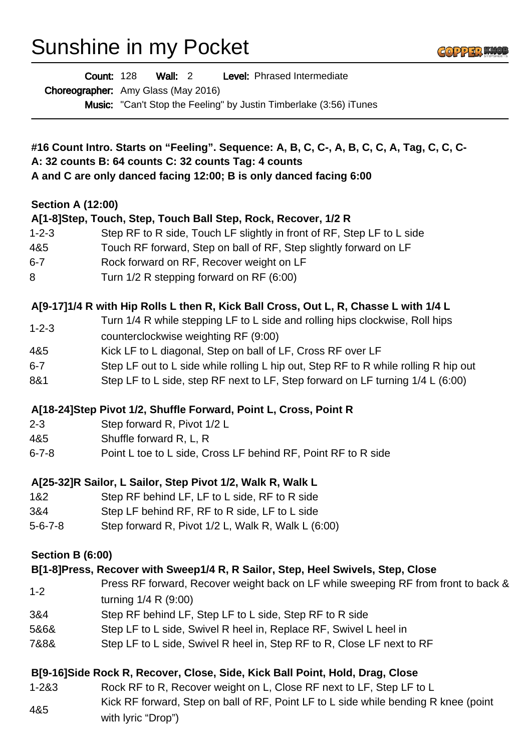# Sunshine in my Pocket

**Count:** 128 **Wall:** 2 **Level:** Phrased Intermediate
**Choreographer:** Amy Glass (May 2016)
**Music:** "Can't Stop the Feeling" by Justin Timberlake (3:56) iTunes

---

**#16 Count Intro. Starts on "Feeling". Sequence: A, B, C, C-, A, B, C, C, A, Tag, C, C, C-**
**A: 32 counts B: 64 counts C: 32 counts Tag: 4 counts**
**A and C are only danced facing 12:00; B is only danced facing 6:00**

**Section A (12:00)**

**A[1-8]Step, Touch, Step, Touch Ball Step, Rock, Recover, 1/2 R**

| | |
|---|---|
| 1-2-3 | Step RF to R side, Touch LF slightly in front of RF, Step LF to L side |
| 4&5 | Touch RF forward, Step on ball of RF, Step slightly forward on LF |
| 6-7 | Rock forward on RF, Recover weight on LF |
| 8 | Turn 1/2 R stepping forward on RF (6:00) |

**A[9-17]1/4 R with Hip Rolls L then R, Kick Ball Cross, Out L, R, Chasse L with 1/4 L**

| | |
|---|---|
| 1-2-3 | Turn 1/4 R while stepping LF to L side and rolling hips clockwise, Roll hips counterclockwise weighting RF (9:00) |
| 4&5 | Kick LF to L diagonal, Step on ball of LF, Cross RF over LF |
| 6-7 | Step LF out to L side while rolling L hip out, Step RF to R while rolling R hip out |
| 8&1 | Step LF to L side, step RF next to LF, Step forward on LF turning 1/4 L (6:00) |

**A[18-24]Step Pivot 1/2, Shuffle Forward, Point L, Cross, Point R**

| | |
|---|---|
| 2-3 | Step forward R, Pivot 1/2 L |
| 4&5 | Shuffle forward R, L, R |
| 6-7-8 | Point L toe to L side, Cross LF behind RF, Point RF to R side |

**A[25-32]R Sailor, L Sailor, Step Pivot 1/2, Walk R, Walk L**

| | |
|---|---|
| 1&2 | Step RF behind LF, LF to L side, RF to R side |
| 3&4 | Step LF behind RF, RF to R side, LF to L side |
| 5-6-7-8 | Step forward R, Pivot 1/2 L, Walk R, Walk L (6:00) |

**Section B (6:00)**

**B[1-8]Press, Recover with Sweep1/4 R, R Sailor, Step, Heel Swivels, Step, Close**

| | |
|---|---|
| 1-2 | Press RF forward, Recover weight back on LF while sweeping RF from front to back & turning 1/4 R (9:00) |
| 3&4 | Step RF behind LF, Step LF to L side, Step RF to R side |
| 5&6& | Step LF to L side, Swivel R heel in, Replace RF, Swivel L heel in |
| 7&8& | Step LF to L side, Swivel R heel in, Step RF to R, Close LF next to RF |

**B[9-16]Side Rock R, Recover, Close, Side, Kick Ball Point, Hold, Drag, Close**

| | |
|---|---|
| 1-2&3 | Rock RF to R, Recover weight on L, Close RF next to LF, Step LF to L |
| 4&5 | Kick RF forward, Step on ball of RF, Point LF to L side while bending R knee (point with lyric "Drop") |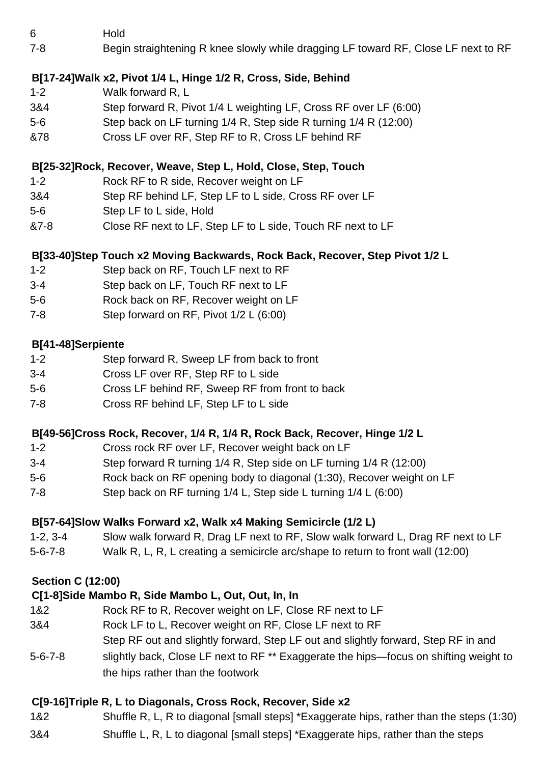| | |
|---|---|
| 6 | Hold |
| 7-8 | Begin straightening R knee slowly while dragging LF toward RF, Close LF next to RF |

**B[17-24]Walk x2, Pivot 1/4 L, Hinge 1/2 R, Cross, Side, Behind**

| | |
|---|---|
| 1-2 | Walk forward R, L |
| 3&4 | Step forward R, Pivot 1/4 L weighting LF, Cross RF over LF (6:00) |
| 5-6 | Step back on LF turning 1/4 R, Step side R turning 1/4 R (12:00) |
| &78 | Cross LF over RF, Step RF to R, Cross LF behind RF |

**B[25-32]Rock, Recover, Weave, Step L, Hold, Close, Step, Touch**

| | |
|---|---|
| 1-2 | Rock RF to R side, Recover weight on LF |
| 3&4 | Step RF behind LF, Step LF to L side, Cross RF over LF |
| 5-6 | Step LF to L side, Hold |
| &7-8 | Close RF next to LF, Step LF to L side, Touch RF next to LF |

**B[33-40]Step Touch x2 Moving Backwards, Rock Back, Recover, Step Pivot 1/2 L**

| | |
|---|---|
| 1-2 | Step back on RF, Touch LF next to RF |
| 3-4 | Step back on LF, Touch RF next to LF |
| 5-6 | Rock back on RF, Recover weight on LF |
| 7-8 | Step forward on RF, Pivot 1/2 L (6:00) |

**B[41-48]Serpiente**

| | |
|---|---|
| 1-2 | Step forward R, Sweep LF from back to front |
| 3-4 | Cross LF over RF, Step RF to L side |
| 5-6 | Cross LF behind RF, Sweep RF from front to back |
| 7-8 | Cross RF behind LF, Step LF to L side |

**B[49-56]Cross Rock, Recover, 1/4 R, 1/4 R, Rock Back, Recover, Hinge 1/2 L**

| | |
|---|---|
| 1-2 | Cross rock RF over LF, Recover weight back on LF |
| 3-4 | Step forward R turning 1/4 R, Step side on LF turning 1/4 R (12:00) |
| 5-6 | Rock back on RF opening body to diagonal (1:30), Recover weight on LF |
| 7-8 | Step back on RF turning 1/4 L, Step side L turning 1/4 L (6:00) |

**B[57-64]Slow Walks Forward x2, Walk x4 Making Semicircle (1/2 L)**

| | |
|---|---|
| 1-2, 3-4 | Slow walk forward R, Drag LF next to RF, Slow walk forward L, Drag RF next to LF |
| 5-6-7-8 | Walk R, L, R, L creating a semicircle arc/shape to return to front wall (12:00) |

**Section C (12:00)**

**C[1-8]Side Mambo R, Side Mambo L, Out, Out, In, In**

| | |
|---|---|
| 1&2 | Rock RF to R, Recover weight on LF, Close RF next to LF |
| 3&4 | Rock LF to L, Recover weight on RF, Close LF next to RF |
| 5-6-7-8 | Step RF out and slightly forward, Step LF out and slightly forward, Step RF in and slightly back, Close LF next to RF ** Exaggerate the hips—focus on shifting weight to the hips rather than the footwork |

**C[9-16]Triple R, L to Diagonals, Cross Rock, Recover, Side x2**

| | |
|---|---|
| 1&2 | Shuffle R, L, R to diagonal [small steps] *Exaggerate hips, rather than the steps (1:30) |
| 3&4 | Shuffle L, R, L to diagonal [small steps] *Exaggerate hips, rather than the steps |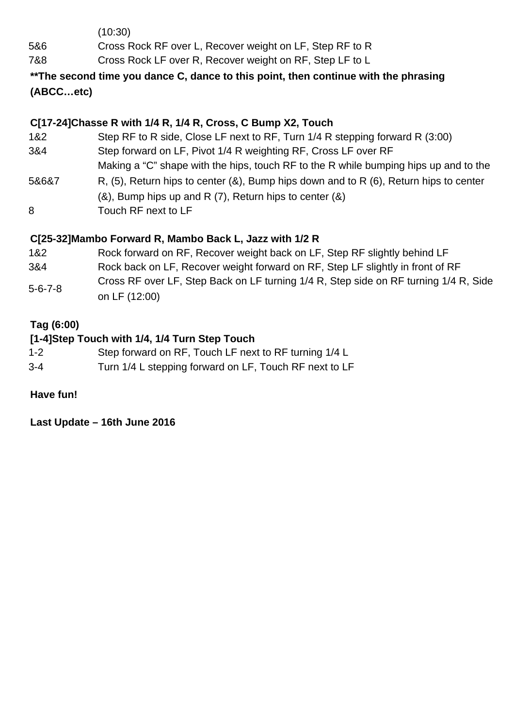(10:30)

| | |
|---|---|
| 5&6 | Cross Rock RF over L, Recover weight on LF, Step RF to R |
| 7&8 | Cross Rock LF over R, Recover weight on RF, Step LF to L |

**\*\*The second time you dance C, dance to this point, then continue with the phrasing (ABCC…etc)**

**C[17-24]Chasse R with 1/4 R, 1/4 R, Cross, C Bump X2, Touch**

| | |
|---|---|
| 1&2 | Step RF to R side, Close LF next to RF, Turn 1/4 R stepping forward R (3:00) |
| 3&4 | Step forward on LF, Pivot 1/4 R weighting RF, Cross LF over RF |
| 5&6&7 | Making a "C" shape with the hips, touch RF to the R while bumping hips up and to the R, (5), Return hips to center (&), Bump hips down and to R (6), Return hips to center (&), Bump hips up and R (7), Return hips to center (&) |
| 8 | Touch RF next to LF |

**C[25-32]Mambo Forward R, Mambo Back L, Jazz with 1/2 R**

| | |
|---|---|
| 1&2 | Rock forward on RF, Recover weight back on LF, Step RF slightly behind LF |
| 3&4 | Rock back on LF, Recover weight forward on RF, Step LF slightly in front of RF |
| 5-6-7-8 | Cross RF over LF, Step Back on LF turning 1/4 R, Step side on RF turning 1/4 R, Side on LF (12:00) |

**Tag (6:00)**

**[1-4]Step Touch with 1/4, 1/4 Turn Step Touch**

| | |
|---|---|
| 1-2 | Step forward on RF, Touch LF next to RF turning 1/4 L |
| 3-4 | Turn 1/4 L stepping forward on LF, Touch RF next to LF |

**Have fun!**

**Last Update – 16th June 2016**